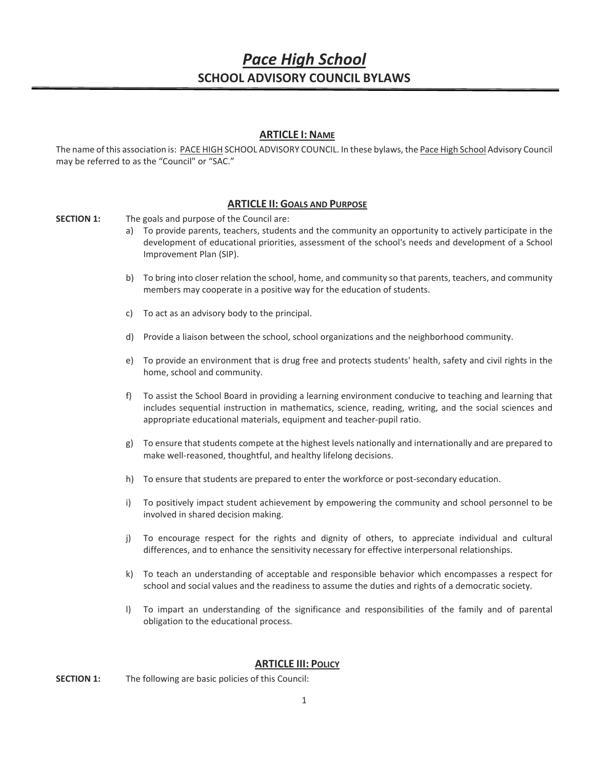# *Pace High School*

## SCHOOL ADVISORY COUNCIL BYLAWS

### ARTICLE I: NAME

The name of this association is: PACE HIGH SCHOOL ADVISORY COUNCIL. In these bylaws, the Pace High School Advisory Council may be referred to as the "Council" or "SAC."

### ARTICLE II: GOALS AND PURPOSE

**SECTION 1:** The goals and purpose of the Council are:

a) To provide parents, teachers, students and the community an opportunity to actively participate in the development of educational priorities, assessment of the school's needs and development of a School Improvement Plan (SIP).

b) To bring into closer relation the school, home, and community so that parents, teachers, and community members may cooperate in a positive way for the education of students.

c) To act as an advisory body to the principal.

d) Provide a liaison between the school, school organizations and the neighborhood community.

e) To provide an environment that is drug free and protects students' health, safety and civil rights in the home, school and community.

f) To assist the School Board in providing a learning environment conducive to teaching and learning that includes sequential instruction in mathematics, science, reading, writing, and the social sciences and appropriate educational materials, equipment and teacher-pupil ratio.

g) To ensure that students compete at the highest levels nationally and internationally and are prepared to make well-reasoned, thoughtful, and healthy lifelong decisions.

h) To ensure that students are prepared to enter the workforce or post-secondary education.

i) To positively impact student achievement by empowering the community and school personnel to be involved in shared decision making.

j) To encourage respect for the rights and dignity of others, to appreciate individual and cultural differences, and to enhance the sensitivity necessary for effective interpersonal relationships.

k) To teach an understanding of acceptable and responsible behavior which encompasses a respect for school and social values and the readiness to assume the duties and rights of a democratic society.

l) To impart an understanding of the significance and responsibilities of the family and of parental obligation to the educational process.

### ARTICLE III: POLICY

**SECTION 1:** The following are basic policies of this Council: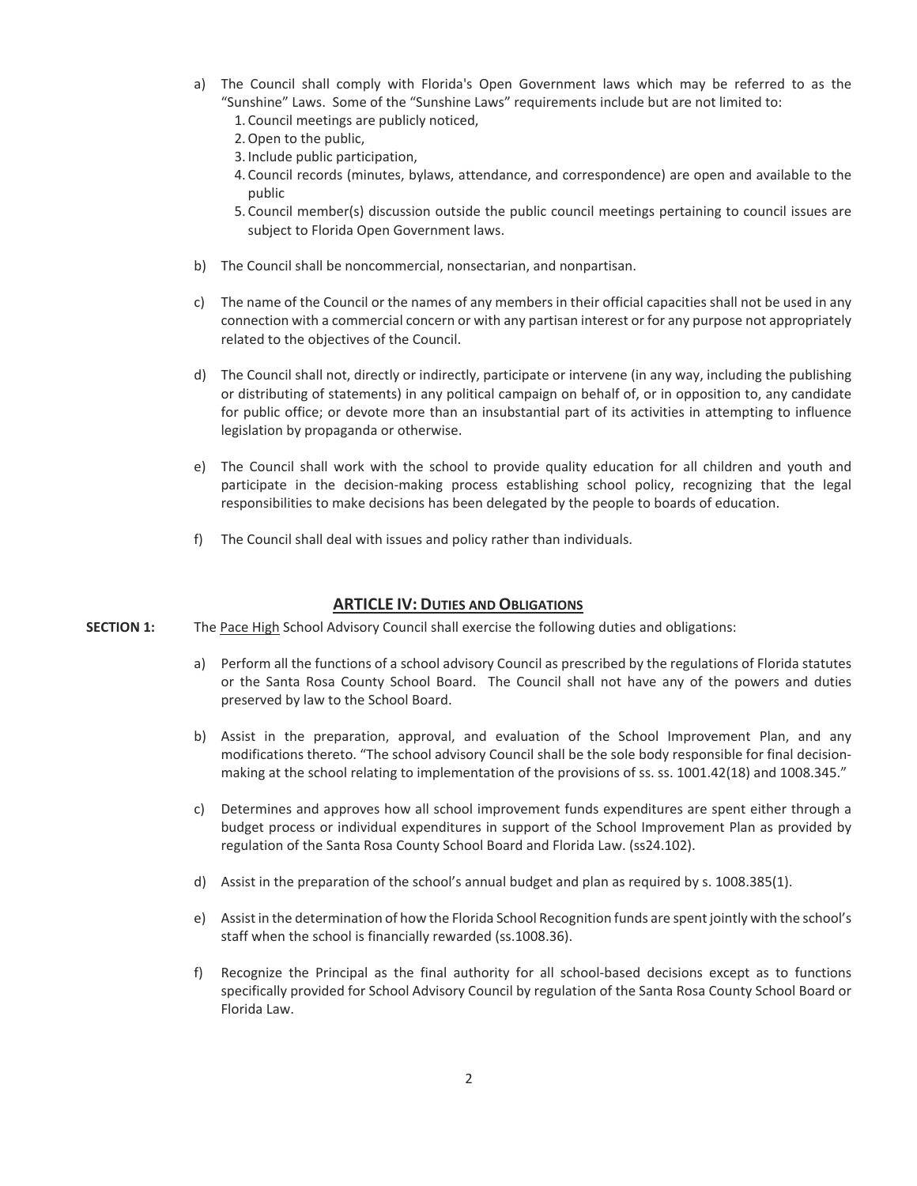a) The Council shall comply with Florida's Open Government laws which may be referred to as the "Sunshine" Laws. Some of the "Sunshine Laws" requirements include but are not limited to:
   1. Council meetings are publicly noticed,
   2. Open to the public,
   3. Include public participation,
   4. Council records (minutes, bylaws, attendance, and correspondence) are open and available to the public
   5. Council member(s) discussion outside the public council meetings pertaining to council issues are subject to Florida Open Government laws.

b) The Council shall be noncommercial, nonsectarian, and nonpartisan.

c) The name of the Council or the names of any members in their official capacities shall not be used in any connection with a commercial concern or with any partisan interest or for any purpose not appropriately related to the objectives of the Council.

d) The Council shall not, directly or indirectly, participate or intervene (in any way, including the publishing or distributing of statements) in any political campaign on behalf of, or in opposition to, any candidate for public office; or devote more than an insubstantial part of its activities in attempting to influence legislation by propaganda or otherwise.

e) The Council shall work with the school to provide quality education for all children and youth and participate in the decision-making process establishing school policy, recognizing that the legal responsibilities to make decisions has been delegated by the people to boards of education.

f) The Council shall deal with issues and policy rather than individuals.

## ARTICLE IV: DUTIES AND OBLIGATIONS

**SECTION 1:** The Pace High School Advisory Council shall exercise the following duties and obligations:

a) Perform all the functions of a school advisory Council as prescribed by the regulations of Florida statutes or the Santa Rosa County School Board. The Council shall not have any of the powers and duties preserved by law to the School Board.

b) Assist in the preparation, approval, and evaluation of the School Improvement Plan, and any modifications thereto. "The school advisory Council shall be the sole body responsible for final decision-making at the school relating to implementation of the provisions of ss. ss. 1001.42(18) and 1008.345."

c) Determines and approves how all school improvement funds expenditures are spent either through a budget process or individual expenditures in support of the School Improvement Plan as provided by regulation of the Santa Rosa County School Board and Florida Law. (ss24.102).

d) Assist in the preparation of the school's annual budget and plan as required by s. 1008.385(1).

e) Assist in the determination of how the Florida School Recognition funds are spent jointly with the school's staff when the school is financially rewarded (ss.1008.36).

f) Recognize the Principal as the final authority for all school-based decisions except as to functions specifically provided for School Advisory Council by regulation of the Santa Rosa County School Board or Florida Law.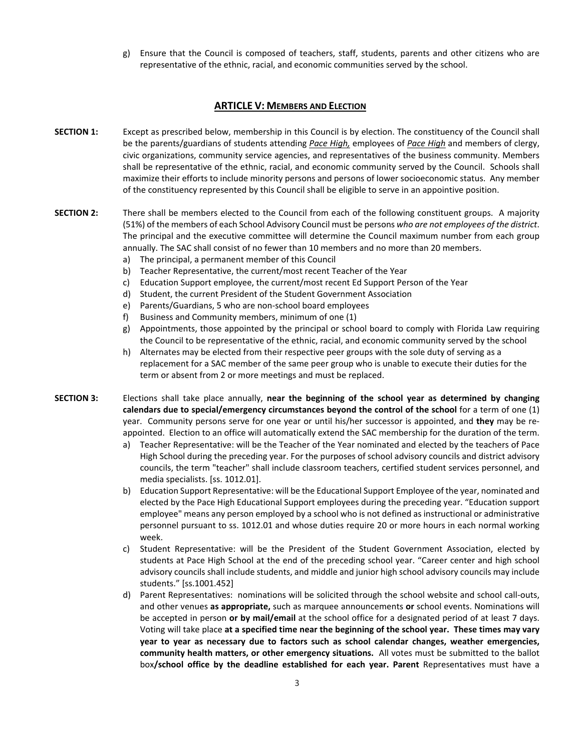g) Ensure that the Council is composed of teachers, staff, students, parents and other citizens who are representative of the ethnic, racial, and economic communities served by the school.

## ARTICLE V: MEMBERS AND ELECTION

**SECTION 1:** Except as prescribed below, membership in this Council is by election. The constituency of the Council shall be the parents/guardians of students attending *Pace High,* employees of *Pace High* and members of clergy, civic organizations, community service agencies, and representatives of the business community. Members shall be representative of the ethnic, racial, and economic community served by the Council. Schools shall maximize their efforts to include minority persons and persons of lower socioeconomic status. Any member of the constituency represented by this Council shall be eligible to serve in an appointive position.

**SECTION 2:** There shall be members elected to the Council from each of the following constituent groups. A majority (51%) of the members of each School Advisory Council must be persons *who are not employees of the district*. The principal and the executive committee will determine the Council maximum number from each group annually. The SAC shall consist of no fewer than 10 members and no more than 20 members.

a) The principal, a permanent member of this Council
b) Teacher Representative, the current/most recent Teacher of the Year
c) Education Support employee, the current/most recent Ed Support Person of the Year
d) Student, the current President of the Student Government Association
e) Parents/Guardians, 5 who are non-school board employees
f) Business and Community members, minimum of one (1)
g) Appointments, those appointed by the principal or school board to comply with Florida Law requiring the Council to be representative of the ethnic, racial, and economic community served by the school
h) Alternates may be elected from their respective peer groups with the sole duty of serving as a replacement for a SAC member of the same peer group who is unable to execute their duties for the term or absent from 2 or more meetings and must be replaced.

**SECTION 3:** Elections shall take place annually, **near the beginning of the school year as determined by changing calendars due to special/emergency circumstances beyond the control of the school** for a term of one (1) year. Community persons serve for one year or until his/her successor is appointed, and **they** may be re-appointed. Election to an office will automatically extend the SAC membership for the duration of the term.

a) Teacher Representative: will be the Teacher of the Year nominated and elected by the teachers of Pace High School during the preceding year. For the purposes of school advisory councils and district advisory councils, the term "teacher" shall include classroom teachers, certified student services personnel, and media specialists. [ss. 1012.01].
b) Education Support Representative: will be the Educational Support Employee of the year, nominated and elected by the Pace High Educational Support employees during the preceding year. “Education support employee" means any person employed by a school who is not defined as instructional or administrative personnel pursuant to ss. 1012.01 and whose duties require 20 or more hours in each normal working week.
c) Student Representative: will be the President of the Student Government Association, elected by students at Pace High School at the end of the preceding school year. “Career center and high school advisory councils shall include students, and middle and junior high school advisory councils may include students.” [ss.1001.452]
d) Parent Representatives: nominations will be solicited through the school website and school call-outs, and other venues **as appropriate,** such as marquee announcements **or** school events. Nominations will be accepted in person **or by mail/email** at the school office for a designated period of at least 7 days. Voting will take place **at a specified time near the beginning of the school year. These times may vary year to year as necessary due to factors such as school calendar changes, weather emergencies, community health matters, or other emergency situations.** All votes must be submitted to the ballot box**/school office by the deadline established for each year. Parent** Representatives must have a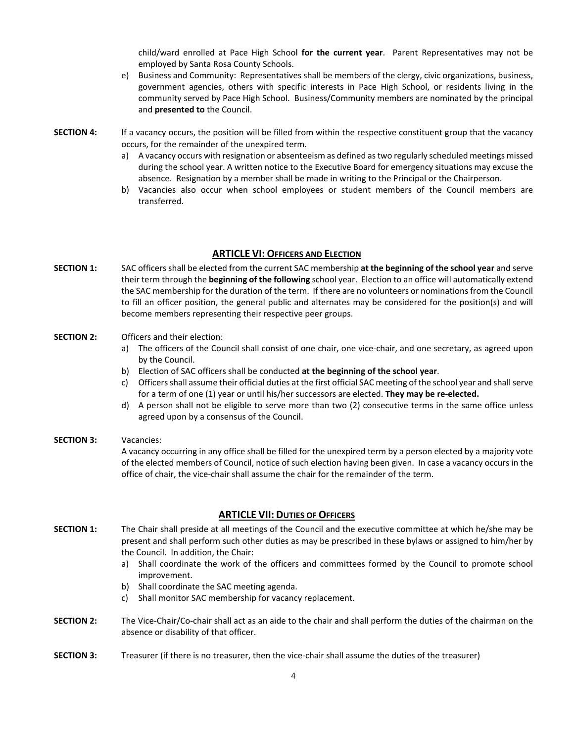child/ward enrolled at Pace High School **for the current year**. Parent Representatives may not be employed by Santa Rosa County Schools.

e) Business and Community: Representatives shall be members of the clergy, civic organizations, business, government agencies, others with specific interests in Pace High School, or residents living in the community served by Pace High School. Business/Community members are nominated by the principal and **presented to** the Council.

**SECTION 4:** If a vacancy occurs, the position will be filled from within the respective constituent group that the vacancy occurs, for the remainder of the unexpired term.

a) A vacancy occurs with resignation or absenteeism as defined as two regularly scheduled meetings missed during the school year. A written notice to the Executive Board for emergency situations may excuse the absence. Resignation by a member shall be made in writing to the Principal or the Chairperson.

b) Vacancies also occur when school employees or student members of the Council members are transferred.

## ARTICLE VI: OFFICERS AND ELECTION

**SECTION 1:** SAC officers shall be elected from the current SAC membership **at the beginning of the school year** and serve their term through the **beginning of the following** school year. Election to an office will automatically extend the SAC membership for the duration of the term. If there are no volunteers or nominations from the Council to fill an officer position, the general public and alternates may be considered for the position(s) and will become members representing their respective peer groups.

**SECTION 2:** Officers and their election:

a) The officers of the Council shall consist of one chair, one vice-chair, and one secretary, as agreed upon by the Council.

b) Election of SAC officers shall be conducted **at the beginning of the school year**.

c) Officers shall assume their official duties at the first official SAC meeting of the school year and shall serve for a term of one (1) year or until his/her successors are elected. **They may be re-elected.**

d) A person shall not be eligible to serve more than two (2) consecutive terms in the same office unless agreed upon by a consensus of the Council.

**SECTION 3:** Vacancies:

A vacancy occurring in any office shall be filled for the unexpired term by a person elected by a majority vote of the elected members of Council, notice of such election having been given. In case a vacancy occurs in the office of chair, the vice-chair shall assume the chair for the remainder of the term.

## ARTICLE VII: DUTIES OF OFFICERS

**SECTION 1:** The Chair shall preside at all meetings of the Council and the executive committee at which he/she may be present and shall perform such other duties as may be prescribed in these bylaws or assigned to him/her by the Council. In addition, the Chair:

a) Shall coordinate the work of the officers and committees formed by the Council to promote school improvement.

b) Shall coordinate the SAC meeting agenda.

c) Shall monitor SAC membership for vacancy replacement.

**SECTION 2:** The Vice-Chair/Co-chair shall act as an aide to the chair and shall perform the duties of the chairman on the absence or disability of that officer.

**SECTION 3:** Treasurer (if there is no treasurer, then the vice-chair shall assume the duties of the treasurer)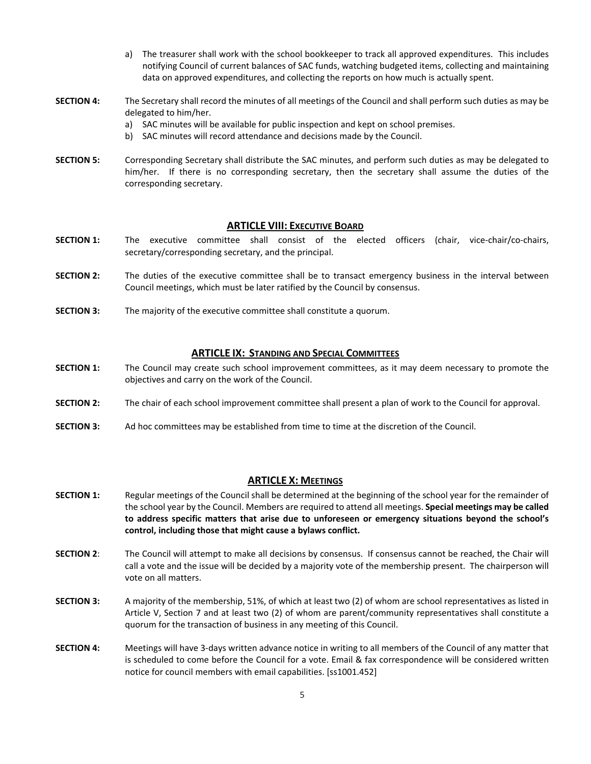a) The treasurer shall work with the school bookkeeper to track all approved expenditures. This includes notifying Council of current balances of SAC funds, watching budgeted items, collecting and maintaining data on approved expenditures, and collecting the reports on how much is actually spent.

**SECTION 4:** The Secretary shall record the minutes of all meetings of the Council and shall perform such duties as may be delegated to him/her.

a) SAC minutes will be available for public inspection and kept on school premises.
b) SAC minutes will record attendance and decisions made by the Council.

**SECTION 5:** Corresponding Secretary shall distribute the SAC minutes, and perform such duties as may be delegated to him/her. If there is no corresponding secretary, then the secretary shall assume the duties of the corresponding secretary.

## ARTICLE VIII: EXECUTIVE BOARD

**SECTION 1:** The executive committee shall consist of the elected officers (chair, vice-chair/co-chairs, secretary/corresponding secretary, and the principal.

**SECTION 2:** The duties of the executive committee shall be to transact emergency business in the interval between Council meetings, which must be later ratified by the Council by consensus.

**SECTION 3:** The majority of the executive committee shall constitute a quorum.

## ARTICLE IX: STANDING AND SPECIAL COMMITTEES

**SECTION 1:** The Council may create such school improvement committees, as it may deem necessary to promote the objectives and carry on the work of the Council.

**SECTION 2:** The chair of each school improvement committee shall present a plan of work to the Council for approval.

**SECTION 3:** Ad hoc committees may be established from time to time at the discretion of the Council.

## ARTICLE X: MEETINGS

**SECTION 1:** Regular meetings of the Council shall be determined at the beginning of the school year for the remainder of the school year by the Council. Members are required to attend all meetings. **Special meetings may be called to address specific matters that arise due to unforeseen or emergency situations beyond the school's control, including those that might cause a bylaws conflict.**

**SECTION 2:** The Council will attempt to make all decisions by consensus. If consensus cannot be reached, the Chair will call a vote and the issue will be decided by a majority vote of the membership present. The chairperson will vote on all matters.

**SECTION 3:** A majority of the membership, 51%, of which at least two (2) of whom are school representatives as listed in Article V, Section 7 and at least two (2) of whom are parent/community representatives shall constitute a quorum for the transaction of business in any meeting of this Council.

**SECTION 4:** Meetings will have 3-days written advance notice in writing to all members of the Council of any matter that is scheduled to come before the Council for a vote. Email & fax correspondence will be considered written notice for council members with email capabilities. [ss1001.452]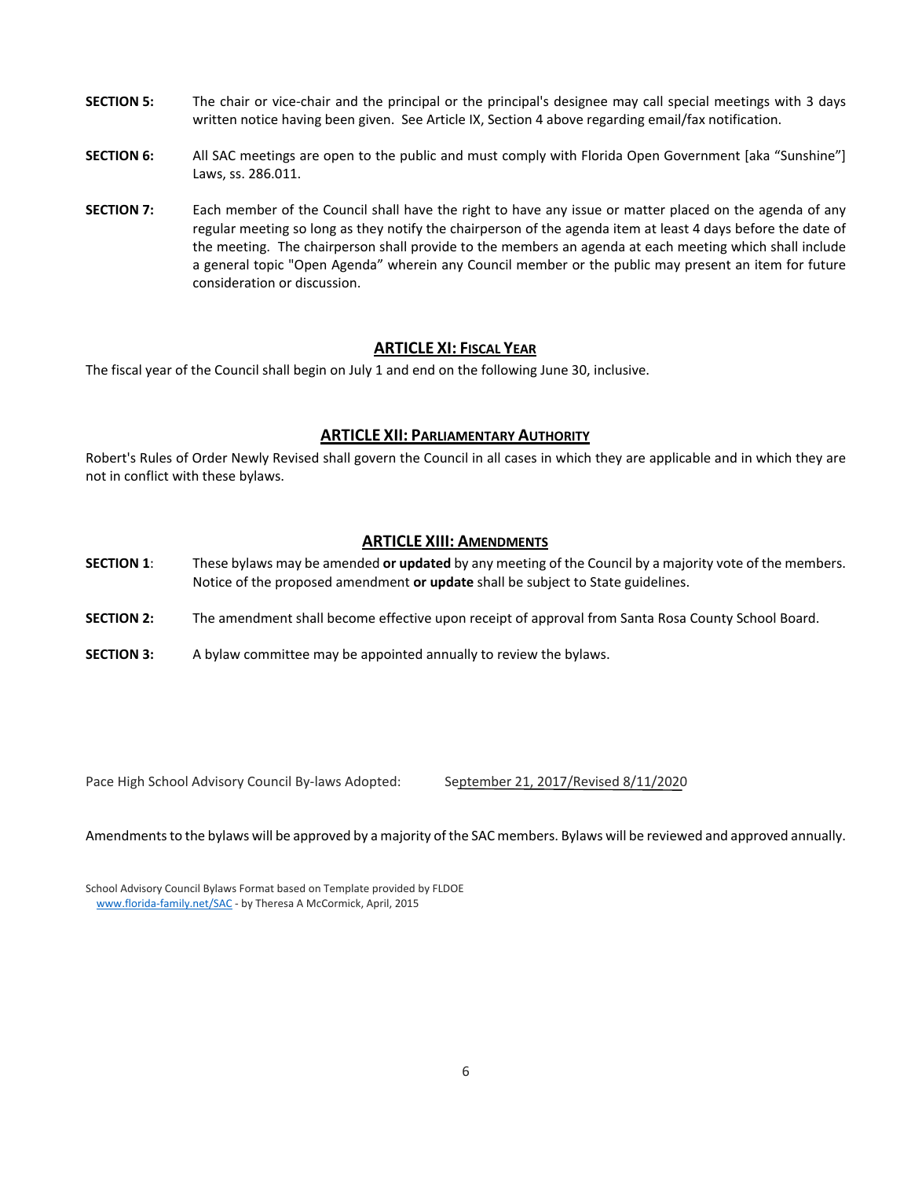**SECTION 5:** The chair or vice-chair and the principal or the principal's designee may call special meetings with 3 days written notice having been given. See Article IX, Section 4 above regarding email/fax notification.

**SECTION 6:** All SAC meetings are open to the public and must comply with Florida Open Government [aka "Sunshine"] Laws, ss. 286.011.

**SECTION 7:** Each member of the Council shall have the right to have any issue or matter placed on the agenda of any regular meeting so long as they notify the chairperson of the agenda item at least 4 days before the date of the meeting. The chairperson shall provide to the members an agenda at each meeting which shall include a general topic "Open Agenda" wherein any Council member or the public may present an item for future consideration or discussion.

## ARTICLE XI: FISCAL YEAR

The fiscal year of the Council shall begin on July 1 and end on the following June 30, inclusive.

## ARTICLE XII: PARLIAMENTARY AUTHORITY

Robert's Rules of Order Newly Revised shall govern the Council in all cases in which they are applicable and in which they are not in conflict with these bylaws.

## ARTICLE XIII: AMENDMENTS

**SECTION 1**: These bylaws may be amended **or updated** by any meeting of the Council by a majority vote of the members. Notice of the proposed amendment **or update** shall be subject to State guidelines.

**SECTION 2:** The amendment shall become effective upon receipt of approval from Santa Rosa County School Board.

**SECTION 3:** A bylaw committee may be appointed annually to review the bylaws.

Pace High School Advisory Council By-laws Adopted: September 21, 2017/Revised 8/11/2020

Amendments to the bylaws will be approved by a majority of the SAC members. Bylaws will be reviewed and approved annually.

School Advisory Council Bylaws Format based on Template provided by FLDOE
www.florida-family.net/SAC - by Theresa A McCormick, April, 2015